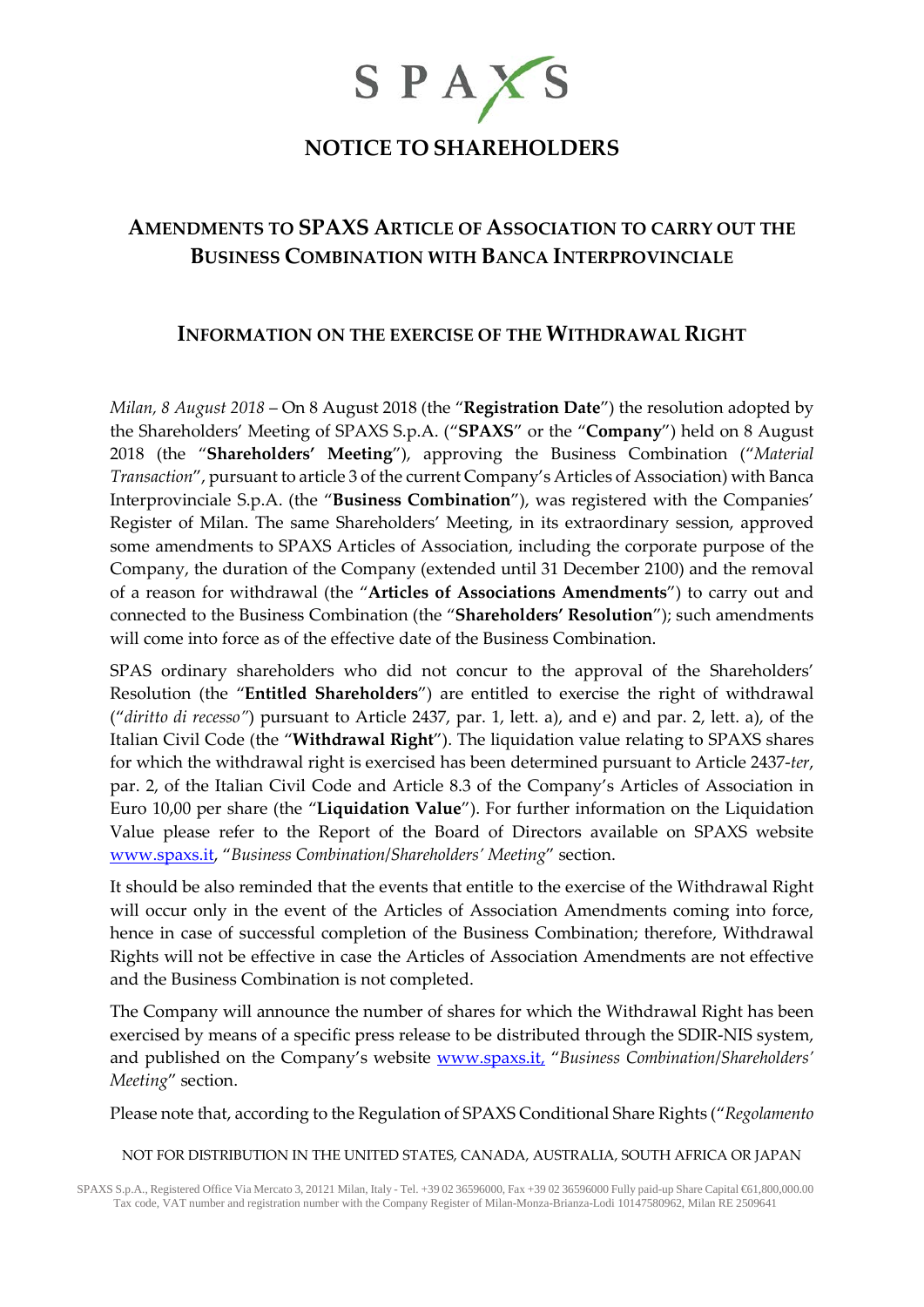# NOTICE TO SHAREHOLDERS

## AMENDMENTS TO SPAXS ARTICLE OF ASSOCIATION TO CARRY OUT THE BUSINESS COMBINATION WITH BANCA INTERPROVINCIALE

## INFORMATION ON THE EXERCISE OF THE WITHDRAWAL RIGHT

*Milan, 8 August 2018* – On 8 August 2018 (the "**Registration Date**") the resolution adopted by the Shareholders' Meeting of SPAXS S.p.A. ("**SPAXS**" or the "**Company**") held on 8 August 2018 (the "**Shareholders' Meeting**"), approving the Business Combination ("*Material Transaction*", pursuant to article 3 of the current Company's Articles of Association) with Banca Interprovinciale S.p.A. (the "**Business Combination**"), was registered with the Companies' Register of Milan. The same Shareholders' Meeting, in its extraordinary session, approved some amendments to SPAXS Articles of Association, including the corporate purpose of the Company, the duration of the Company (extended until 31 December 2100) and the removal of a reason for withdrawal (the "**Articles of Associations Amendments**") to carry out and connected to the Business Combination (the "**Shareholders' Resolution**"); such amendments will come into force as of the effective date of the Business Combination.

SPAS ordinary shareholders who did not concur to the approval of the Shareholders' Resolution (the "**Entitled Shareholders**") are entitled to exercise the right of withdrawal ("*diritto di recesso"*) pursuant to Article 2437, par. 1, lett. a), and e) and par. 2, lett. a), of the Italian Civil Code (the "**Withdrawal Right**"). The liquidation value relating to SPAXS shares for which the withdrawal right is exercised has been determined pursuant to Article 2437-*ter*, par. 2, of the Italian Civil Code and Article 8.3 of the Company's Articles of Association in Euro 10,00 per share (the "**Liquidation Value**"). For further information on the Liquidation Value please refer to the Report of the Board of Directors available on SPAXS website www.spaxs.it, "*Business Combination/Shareholders' Meeting*" section.

It should be also reminded that the events that entitle to the exercise of the Withdrawal Right will occur only in the event of the Articles of Association Amendments coming into force, hence in case of successful completion of the Business Combination; therefore, Withdrawal Rights will not be effective in case the Articles of Association Amendments are not effective and the Business Combination is not completed.

The Company will announce the number of shares for which the Withdrawal Right has been exercised by means of a specific press release to be distributed through the SDIR-NIS system, and published on the Company's website www.spaxs.it, "*Business Combination/Shareholders' Meeting*" section.

Please note that, according to the Regulation of SPAXS Conditional Share Rights ("*Regolamento*

NOT FOR DISTRIBUTION IN THE UNITED STATES, CANADA, AUSTRALIA, SOUTH AFRICA OR JAPAN

SPAXS S.p.A., Registered Office Via Mercato 3, 20121 Milan, Italy - Tel. +39 02 36596000, Fax +39 02 36596000 Fully paid-up Share Capital €61,800,000.00
Tax code, VAT number and registration number with the Company Register of Milan-Monza-Brianza-Lodi 10147580962, Milan RE 2509641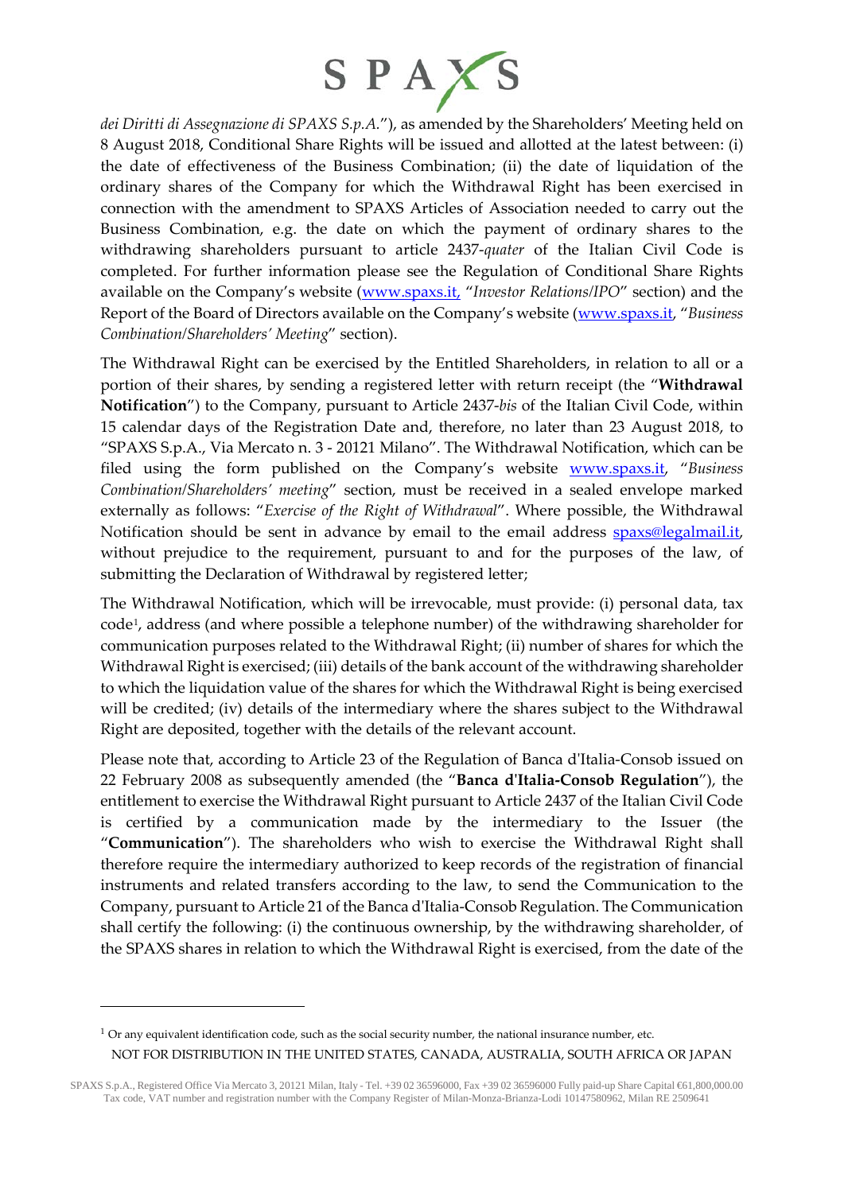*dei Diritti di Assegnazione di SPAXS S.p.A.*"), as amended by the Shareholders' Meeting held on 8 August 2018, Conditional Share Rights will be issued and allotted at the latest between: (i) the date of effectiveness of the Business Combination; (ii) the date of liquidation of the ordinary shares of the Company for which the Withdrawal Right has been exercised in connection with the amendment to SPAXS Articles of Association needed to carry out the Business Combination, e.g. the date on which the payment of ordinary shares to the withdrawing shareholders pursuant to article 2437-*quater* of the Italian Civil Code is completed. For further information please see the Regulation of Conditional Share Rights available on the Company's website (www.spaxs.it, "*Investor Relations/IPO*" section) and the Report of the Board of Directors available on the Company's website (www.spaxs.it, "*Business Combination/Shareholders' Meeting*" section).

The Withdrawal Right can be exercised by the Entitled Shareholders, in relation to all or a portion of their shares, by sending a registered letter with return receipt (the "**Withdrawal Notification**") to the Company, pursuant to Article 2437-*bis* of the Italian Civil Code, within 15 calendar days of the Registration Date and, therefore, no later than 23 August 2018, to "SPAXS S.p.A., Via Mercato n. 3 - 20121 Milano". The Withdrawal Notification, which can be filed using the form published on the Company's website www.spaxs.it, "*Business Combination/Shareholders' meeting*" section, must be received in a sealed envelope marked externally as follows: "*Exercise of the Right of Withdrawal*". Where possible, the Withdrawal Notification should be sent in advance by email to the email address spaxs@legalmail.it, without prejudice to the requirement, pursuant to and for the purposes of the law, of submitting the Declaration of Withdrawal by registered letter;

The Withdrawal Notification, which will be irrevocable, must provide: (i) personal data, tax code[1], address (and where possible a telephone number) of the withdrawing shareholder for communication purposes related to the Withdrawal Right; (ii) number of shares for which the Withdrawal Right is exercised; (iii) details of the bank account of the withdrawing shareholder to which the liquidation value of the shares for which the Withdrawal Right is being exercised will be credited; (iv) details of the intermediary where the shares subject to the Withdrawal Right are deposited, together with the details of the relevant account.

Please note that, according to Article 23 of the Regulation of Banca d'Italia-Consob issued on 22 February 2008 as subsequently amended (the "**Banca d'Italia-Consob Regulation**"), the entitlement to exercise the Withdrawal Right pursuant to Article 2437 of the Italian Civil Code is certified by a communication made by the intermediary to the Issuer (the "**Communication**"). The shareholders who wish to exercise the Withdrawal Right shall therefore require the intermediary authorized to keep records of the registration of financial instruments and related transfers according to the law, to send the Communication to the Company, pursuant to Article 21 of the Banca d'Italia-Consob Regulation. The Communication shall certify the following: (i) the continuous ownership, by the withdrawing shareholder, of the SPAXS shares in relation to which the Withdrawal Right is exercised, from the date of the

---

[1] Or any equivalent identification code, such as the social security number, the national insurance number, etc.

NOT FOR DISTRIBUTION IN THE UNITED STATES, CANADA, AUSTRALIA, SOUTH AFRICA OR JAPAN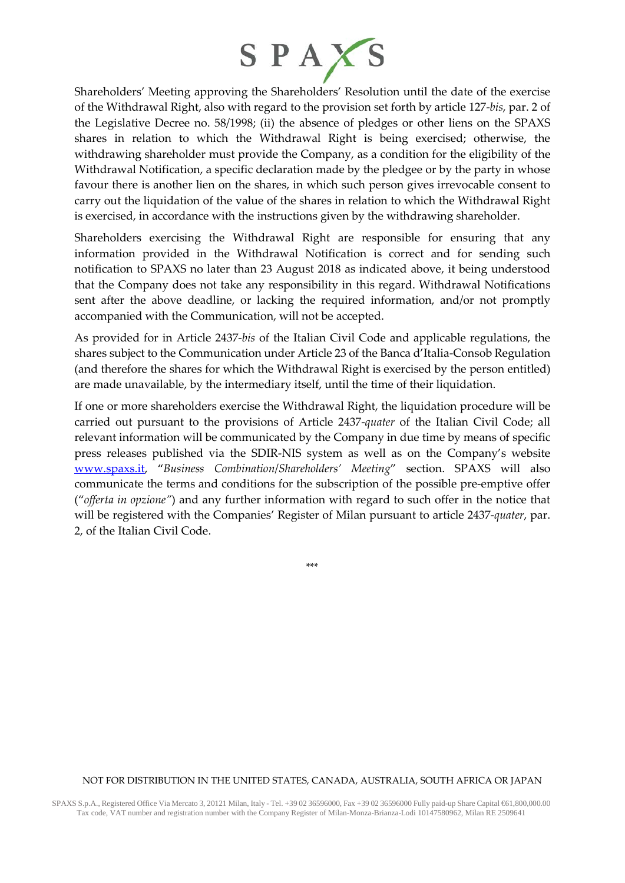Shareholders' Meeting approving the Shareholders' Resolution until the date of the exercise of the Withdrawal Right, also with regard to the provision set forth by article 127-*bis*, par. 2 of the Legislative Decree no. 58/1998; (ii) the absence of pledges or other liens on the SPAXS shares in relation to which the Withdrawal Right is being exercised; otherwise, the withdrawing shareholder must provide the Company, as a condition for the eligibility of the Withdrawal Notification, a specific declaration made by the pledgee or by the party in whose favour there is another lien on the shares, in which such person gives irrevocable consent to carry out the liquidation of the value of the shares in relation to which the Withdrawal Right is exercised, in accordance with the instructions given by the withdrawing shareholder.

Shareholders exercising the Withdrawal Right are responsible for ensuring that any information provided in the Withdrawal Notification is correct and for sending such notification to SPAXS no later than 23 August 2018 as indicated above, it being understood that the Company does not take any responsibility in this regard. Withdrawal Notifications sent after the above deadline, or lacking the required information, and/or not promptly accompanied with the Communication, will not be accepted.

As provided for in Article 2437-*bis* of the Italian Civil Code and applicable regulations, the shares subject to the Communication under Article 23 of the Banca d'Italia-Consob Regulation (and therefore the shares for which the Withdrawal Right is exercised by the person entitled) are made unavailable, by the intermediary itself, until the time of their liquidation.

If one or more shareholders exercise the Withdrawal Right, the liquidation procedure will be carried out pursuant to the provisions of Article 2437-*quater* of the Italian Civil Code; all relevant information will be communicated by the Company in due time by means of specific press releases published via the SDIR-NIS system as well as on the Company's website [www.spaxs.it](http://www.spaxs.it), "*Business Combination/Shareholders' Meeting*" section. SPAXS will also communicate the terms and conditions for the subscription of the possible pre-emptive offer ("*offerta in opzione*") and any further information with regard to such offer in the notice that will be registered with the Companies' Register of Milan pursuant to article 2437-*quater*, par. 2, of the Italian Civil Code.

\*\*\*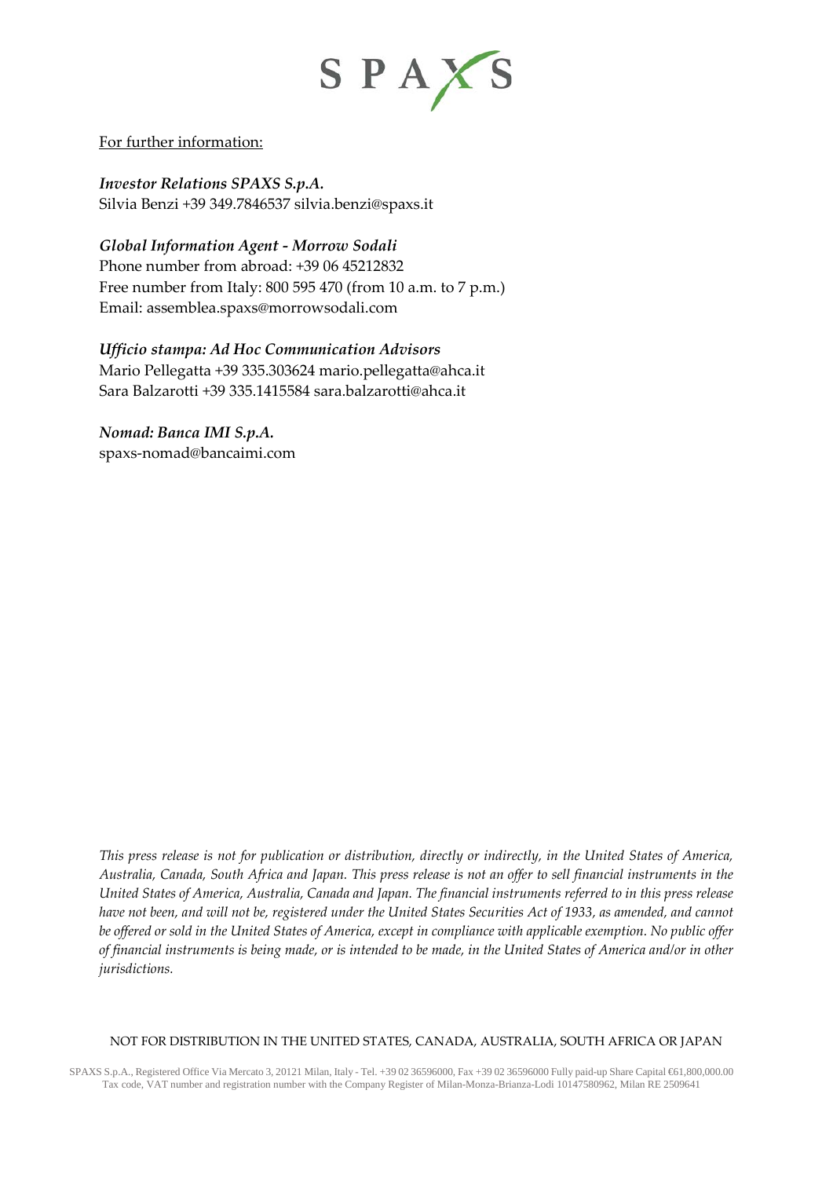<u>For further information:</u>

***Investor Relations SPAXS S.p.A.***
Silvia Benzi +39 349.7846537 silvia.benzi@spaxs.it

***Global Information Agent - Morrow Sodali***
Phone number from abroad: +39 06 45212832
Free number from Italy: 800 595 470 (from 10 a.m. to 7 p.m.)
Email: assemblea.spaxs@morrowsodali.com

***Ufficio stampa: Ad Hoc Communication Advisors***
Mario Pellegatta +39 335.303624 mario.pellegatta@ahca.it
Sara Balzarotti +39 335.1415584 sara.balzarotti@ahca.it

***Nomad: Banca IMI S.p.A.***
spaxs-nomad@bancaimi.com

*This press release is not for publication or distribution, directly or indirectly, in the United States of America, Australia, Canada, South Africa and Japan. This press release is not an offer to sell financial instruments in the United States of America, Australia, Canada and Japan. The financial instruments referred to in this press release have not been, and will not be, registered under the United States Securities Act of 1933, as amended, and cannot be offered or sold in the United States of America, except in compliance with applicable exemption. No public offer of financial instruments is being made, or is intended to be made, in the United States of America and/or in other jurisdictions.*

NOT FOR DISTRIBUTION IN THE UNITED STATES, CANADA, AUSTRALIA, SOUTH AFRICA OR JAPAN

SPAXS S.p.A., Registered Office Via Mercato 3, 20121 Milan, Italy - Tel. +39 02 36596000, Fax +39 02 36596000 Fully paid-up Share Capital €61,800,000.00
Tax code, VAT number and registration number with the Company Register of Milan-Monza-Brianza-Lodi 10147580962, Milan RE 2509641